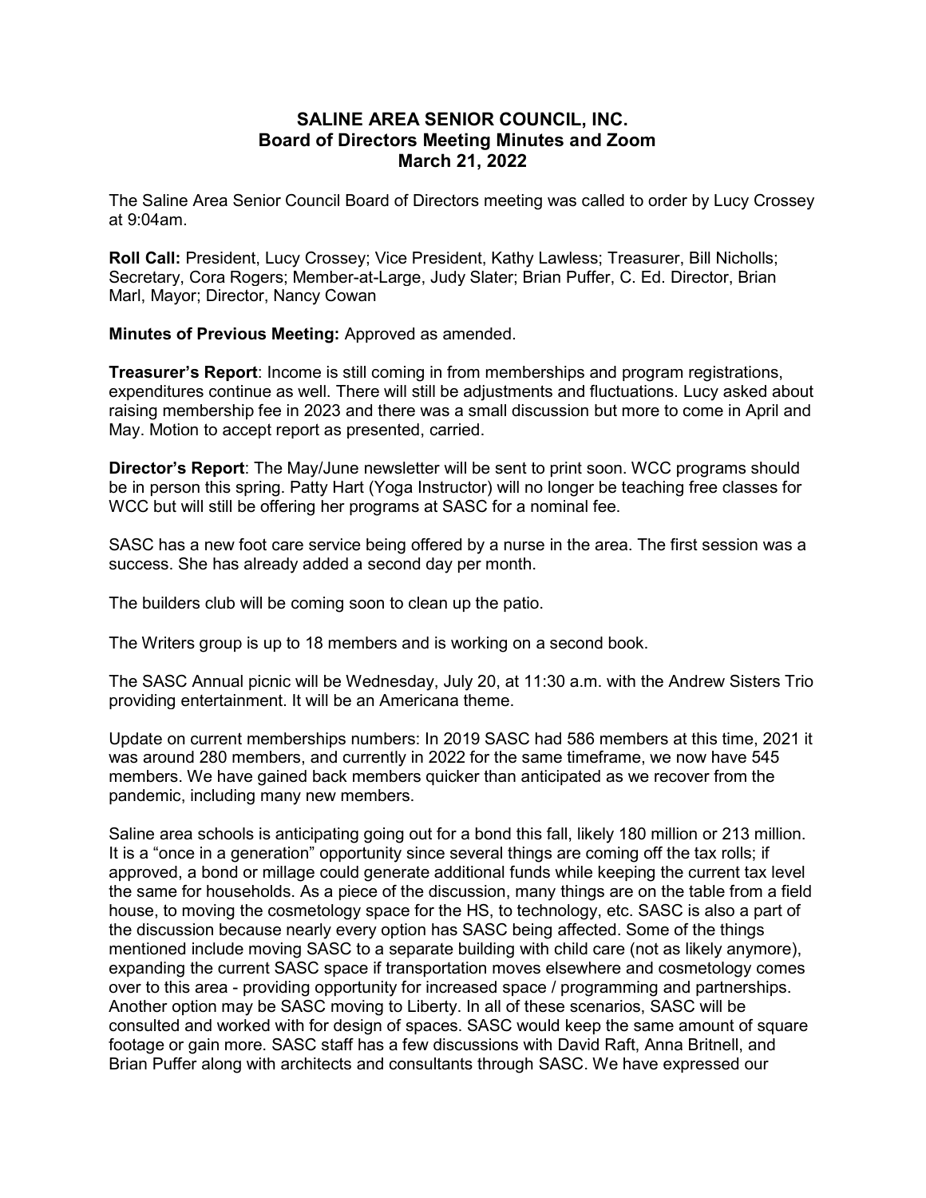# SALINE AREA SENIOR COUNCIL, INC.
## Board of Directors Meeting Minutes and Zoom
### March 21, 2022

The Saline Area Senior Council Board of Directors meeting was called to order by Lucy Crossey at 9:04am.

**Roll Call:** President, Lucy Crossey; Vice President, Kathy Lawless; Treasurer, Bill Nicholls; Secretary, Cora Rogers; Member-at-Large, Judy Slater; Brian Puffer, C. Ed. Director, Brian Marl, Mayor; Director, Nancy Cowan

**Minutes of Previous Meeting:** Approved as amended.

**Treasurer's Report**: Income is still coming in from memberships and program registrations, expenditures continue as well. There will still be adjustments and fluctuations. Lucy asked about raising membership fee in 2023 and there was a small discussion but more to come in April and May. Motion to accept report as presented, carried.

**Director's Report**: The May/June newsletter will be sent to print soon. WCC programs should be in person this spring. Patty Hart (Yoga Instructor) will no longer be teaching free classes for WCC but will still be offering her programs at SASC for a nominal fee.

SASC has a new foot care service being offered by a nurse in the area. The first session was a success. She has already added a second day per month.

The builders club will be coming soon to clean up the patio.

The Writers group is up to 18 members and is working on a second book.

The SASC Annual picnic will be Wednesday, July 20, at 11:30 a.m. with the Andrew Sisters Trio providing entertainment. It will be an Americana theme.

Update on current memberships numbers: In 2019 SASC had 586 members at this time, 2021 it was around 280 members, and currently in 2022 for the same timeframe, we now have 545 members. We have gained back members quicker than anticipated as we recover from the pandemic, including many new members.

Saline area schools is anticipating going out for a bond this fall, likely 180 million or 213 million. It is a "once in a generation" opportunity since several things are coming off the tax rolls; if approved, a bond or millage could generate additional funds while keeping the current tax level the same for households. As a piece of the discussion, many things are on the table from a field house, to moving the cosmetology space for the HS, to technology, etc. SASC is also a part of the discussion because nearly every option has SASC being affected. Some of the things mentioned include moving SASC to a separate building with child care (not as likely anymore), expanding the current SASC space if transportation moves elsewhere and cosmetology comes over to this area - providing opportunity for increased space / programming and partnerships. Another option may be SASC moving to Liberty. In all of these scenarios, SASC will be consulted and worked with for design of spaces. SASC would keep the same amount of square footage or gain more. SASC staff has a few discussions with David Raft, Anna Britnell, and Brian Puffer along with architects and consultants through SASC. We have expressed our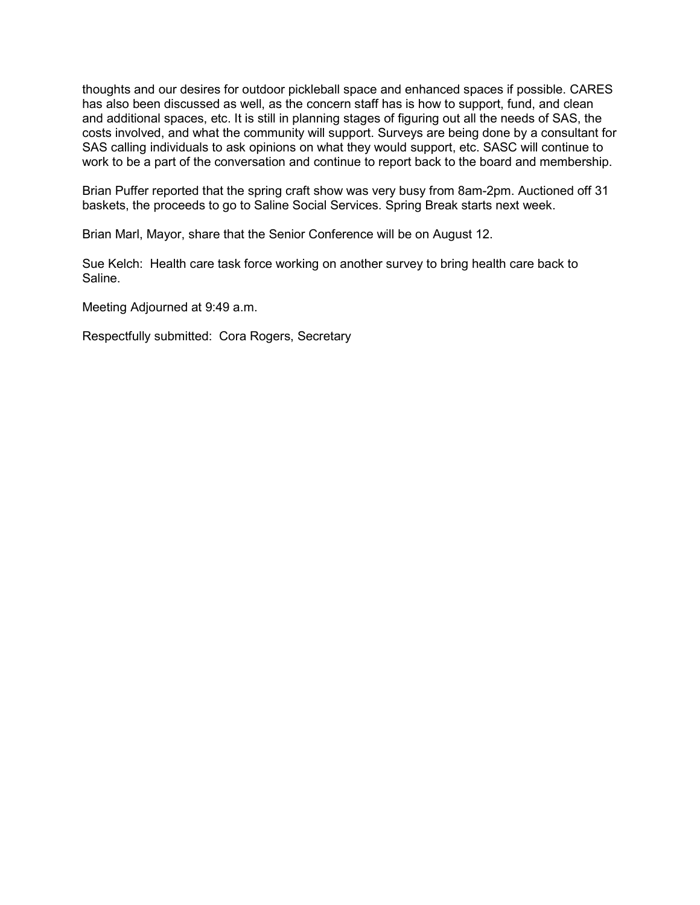thoughts and our desires for outdoor pickleball space and enhanced spaces if possible. CARES has also been discussed as well, as the concern staff has is how to support, fund, and clean and additional spaces, etc. It is still in planning stages of figuring out all the needs of SAS, the costs involved, and what the community will support. Surveys are being done by a consultant for SAS calling individuals to ask opinions on what they would support, etc. SASC will continue to work to be a part of the conversation and continue to report back to the board and membership.

Brian Puffer reported that the spring craft show was very busy from 8am-2pm. Auctioned off 31 baskets, the proceeds to go to Saline Social Services. Spring Break starts next week.

Brian Marl, Mayor, share that the Senior Conference will be on August 12.

Sue Kelch: Health care task force working on another survey to bring health care back to Saline.

Meeting Adjourned at 9:49 a.m.

Respectfully submitted: Cora Rogers, Secretary